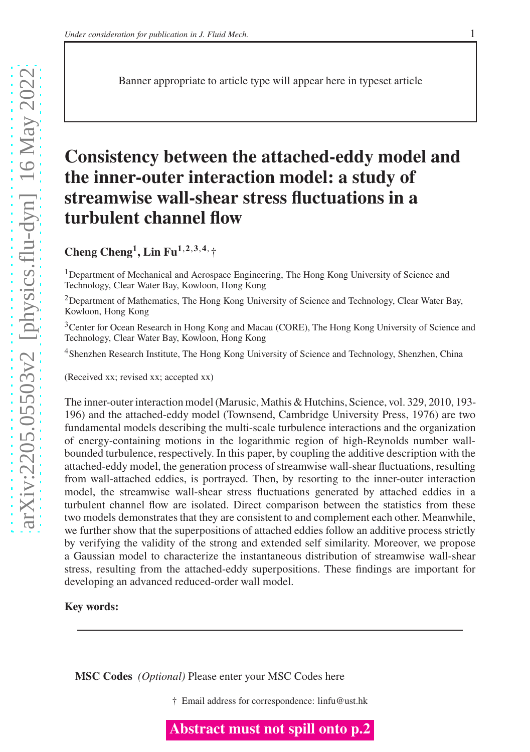Banner appropriate to article type will appear here in typeset article

# Consistency between the attached-eddy model and the inner-outer interaction model: a study of streamwise wall-shear stress fluctuations in a turbulent channel flow

**Cheng Cheng**[1], **Lin Fu**[1,2,3,4,†]

[1]Department of Mechanical and Aerospace Engineering, The Hong Kong University of Science and Technology, Clear Water Bay, Kowloon, Hong Kong

[2]Department of Mathematics, The Hong Kong University of Science and Technology, Clear Water Bay, Kowloon, Hong Kong

[3]Center for Ocean Research in Hong Kong and Macau (CORE), The Hong Kong University of Science and Technology, Clear Water Bay, Kowloon, Hong Kong

[4]Shenzhen Research Institute, The Hong Kong University of Science and Technology, Shenzhen, China

(Received xx; revised xx; accepted xx)

The inner-outer interaction model (Marusic, Mathis & Hutchins, Science, vol. 329, 2010, 193-196) and the attached-eddy model (Townsend, Cambridge University Press, 1976) are two fundamental models describing the multi-scale turbulence interactions and the organization of energy-containing motions in the logarithmic region of high-Reynolds number wall-bounded turbulence, respectively. In this paper, by coupling the additive description with the attached-eddy model, the generation process of streamwise wall-shear fluctuations, resulting from wall-attached eddies, is portrayed. Then, by resorting to the inner-outer interaction model, the streamwise wall-shear stress fluctuations generated by attached eddies in a turbulent channel flow are isolated. Direct comparison between the statistics from these two models demonstrates that they are consistent to and complement each other. Meanwhile, we further show that the superpositions of attached eddies follow an additive process strictly by verifying the validity of the strong and extended self similarity. Moreover, we propose a Gaussian model to characterize the instantaneous distribution of streamwise wall-shear stress, resulting from the attached-eddy superpositions. These findings are important for developing an advanced reduced-order wall model.

**Key words:**

**MSC Codes** *(Optional)* Please enter your MSC Codes here

† Email address for correspondence: linfu@ust.hk

**Abstract must not spill onto p.2**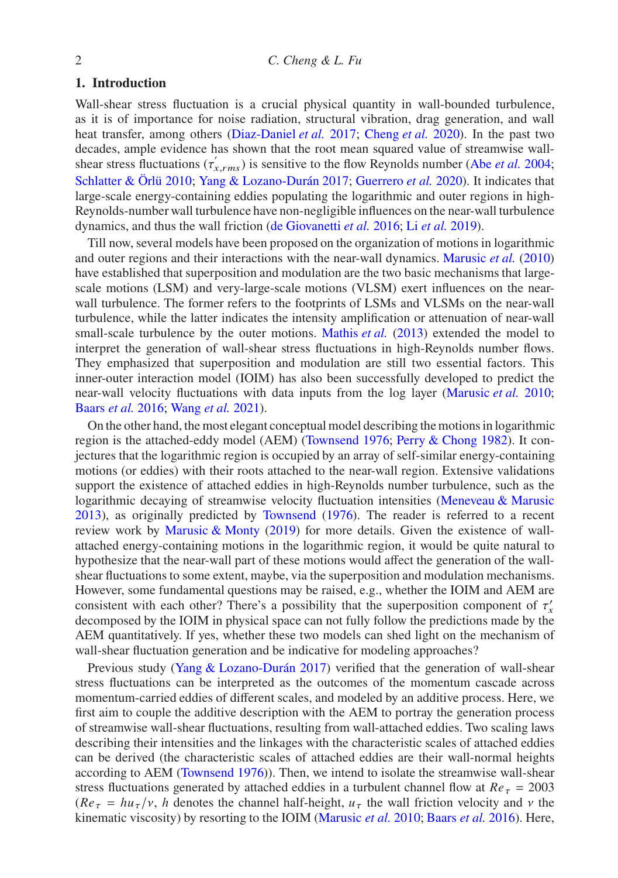## 1. Introduction

Wall-shear stress fluctuation is a crucial physical quantity in wall-bounded turbulence, as it is of importance for noise radiation, structural vibration, drag generation, and wall heat transfer, among others (Diaz-Daniel *et al.* 2017; Cheng *et al.* 2020). In the past two decades, ample evidence has shown that the root mean squared value of streamwise wall-shear stress fluctuations ($\tau'_{x,rms}$) is sensitive to the flow Reynolds number (Abe *et al.* 2004; Schlatter & Örlü 2010; Yang & Lozano-Durán 2017; Guerrero *et al.* 2020). It indicates that large-scale energy-containing eddies populating the logarithmic and outer regions in high-Reynolds-number wall turbulence have non-negligible influences on the near-wall turbulence dynamics, and thus the wall friction (de Giovanetti *et al.* 2016; Li *et al.* 2019).

Till now, several models have been proposed on the organization of motions in logarithmic and outer regions and their interactions with the near-wall dynamics. Marusic *et al.* (2010) have established that superposition and modulation are the two basic mechanisms that large-scale motions (LSM) and very-large-scale motions (VLSM) exert influences on the near-wall turbulence. The former refers to the footprints of LSMs and VLSMs on the near-wall turbulence, while the latter indicates the intensity amplification or attenuation of near-wall small-scale turbulence by the outer motions. Mathis *et al.* (2013) extended the model to interpret the generation of wall-shear stress fluctuations in high-Reynolds number flows. They emphasized that superposition and modulation are still two essential factors. This inner-outer interaction model (IOIM) has also been successfully developed to predict the near-wall velocity fluctuations with data inputs from the log layer (Marusic *et al.* 2010; Baars *et al.* 2016; Wang *et al.* 2021).

On the other hand, the most elegant conceptual model describing the motions in logarithmic region is the attached-eddy model (AEM) (Townsend 1976; Perry & Chong 1982). It conjectures that the logarithmic region is occupied by an array of self-similar energy-containing motions (or eddies) with their roots attached to the near-wall region. Extensive validations support the existence of attached eddies in high-Reynolds number turbulence, such as the logarithmic decaying of streamwise velocity fluctuation intensities (Meneveau & Marusic 2013), as originally predicted by Townsend (1976). The reader is referred to a recent review work by Marusic & Monty (2019) for more details. Given the existence of wall-attached energy-containing motions in the logarithmic region, it would be quite natural to hypothesize that the near-wall part of these motions would affect the generation of the wall-shear fluctuations to some extent, maybe, via the superposition and modulation mechanisms. However, some fundamental questions may be raised, e.g., whether the IOIM and AEM are consistent with each other? There's a possibility that the superposition component of $\tau'_x$ decomposed by the IOIM in physical space can not fully follow the predictions made by the AEM quantitatively. If yes, whether these two models can shed light on the mechanism of wall-shear fluctuation generation and be indicative for modeling approaches?

Previous study (Yang & Lozano-Durán 2017) verified that the generation of wall-shear stress fluctuations can be interpreted as the outcomes of the momentum cascade across momentum-carried eddies of different scales, and modeled by an additive process. Here, we first aim to couple the additive description with the AEM to portray the generation process of streamwise wall-shear fluctuations, resulting from wall-attached eddies. Two scaling laws describing their intensities and the linkages with the characteristic scales of attached eddies can be derived (the characteristic scales of attached eddies are their wall-normal heights according to AEM (Townsend 1976)). Then, we intend to isolate the streamwise wall-shear stress fluctuations generated by attached eddies in a turbulent channel flow at $Re_\tau = 2003$ ($Re_\tau = hu_\tau/\nu$, $h$ denotes the channel half-height, $u_\tau$ the wall friction velocity and $\nu$ the kinematic viscosity) by resorting to the IOIM (Marusic *et al.* 2010; Baars *et al.* 2016). Here,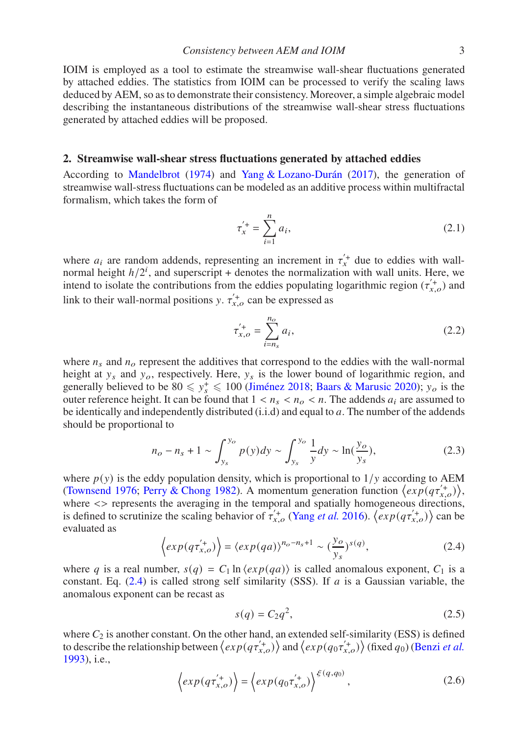IOIM is employed as a tool to estimate the streamwise wall-shear fluctuations generated by attached eddies. The statistics from IOIM can be processed to verify the scaling laws deduced by AEM, so as to demonstrate their consistency. Moreover, a simple algebraic model describing the instantaneous distributions of the streamwise wall-shear stress fluctuations generated by attached eddies will be proposed.

## 2. Streamwise wall-shear stress fluctuations generated by attached eddies

According to Mandelbrot (1974) and Yang & Lozano-Durán (2017), the generation of streamwise wall-stress fluctuations can be modeled as an additive process within multifractal formalism, which takes the form of

$$\tau_x^{'+} = \sum_{i=1}^{n} a_i, \tag{2.1}$$

where $a_i$ are random addends, representing an increment in $\tau_x^{'+}$ due to eddies with wall-normal height $h/2^i$, and superscript + denotes the normalization with wall units. Here, we intend to isolate the contributions from the eddies populating logarithmic region ($\tau_{x,o}^{'+}$) and link to their wall-normal positions $y$. $\tau_{x,o}^{'+}$ can be expressed as

$$\tau_{x,o}^{'+} = \sum_{i=n_s}^{n_o} a_i, \tag{2.2}$$

where $n_s$ and $n_o$ represent the additives that correspond to the eddies with the wall-normal height at $y_s$ and $y_o$, respectively. Here, $y_s$ is the lower bound of logarithmic region, and generally believed to be $80 \leqslant y_s^+ \leqslant 100$ (Jiménez 2018; Baars & Marusic 2020); $y_o$ is the outer reference height. It can be found that $1 < n_s < n_o < n$. The addends $a_i$ are assumed to be identically and independently distributed (i.i.d) and equal to $a$. The number of the addends should be proportional to

$$n_o - n_s + 1 \sim \int_{y_s}^{y_o} p(y)dy \sim \int_{y_s}^{y_o} \frac{1}{y}dy \sim \ln(\frac{y_o}{y_s}), \tag{2.3}$$

where $p(y)$ is the eddy population density, which is proportional to $1/y$ according to AEM (Townsend 1976; Perry & Chong 1982). A momentum generation function $\left\langle exp(q\tau_{x,o}^{'+})\right\rangle$, where <> represents the averaging in the temporal and spatially homogeneous directions, is defined to scrutinize the scaling behavior of $\tau_{x,o}^{'+}$ (Yang *et al.* 2016). $\left\langle exp(q\tau_{x,o}^{'+})\right\rangle$ can be evaluated as

$$\left\langle exp(q\tau_{x,o}^{'+})\right\rangle = \langle exp(qa)\rangle^{n_o-n_s+1} \sim (\frac{y_o}{y_s})^{s(q)}, \tag{2.4}$$

where $q$ is a real number, $s(q) = C_1 \ln\langle exp(qa)\rangle$ is called anomalous exponent, $C_1$ is a constant. Eq. (2.4) is called strong self similarity (SSS). If $a$ is a Gaussian variable, the anomalous exponent can be recast as

$$s(q) = C_2 q^2, \tag{2.5}$$

where $C_2$ is another constant. On the other hand, an extended self-similarity (ESS) is defined to describe the relationship between $\left\langle exp(q\tau_{x,o}^{'+})\right\rangle$ and $\left\langle exp(q_0\tau_{x,o}^{'+})\right\rangle$ (fixed $q_0$) (Benzi *et al.* 1993), i.e.,

$$\left\langle exp(q\tau_{x,o}^{'+})\right\rangle = \left\langle exp(q_0\tau_{x,o}^{'+})\right\rangle^{\xi(q,q_0)}, \tag{2.6}$$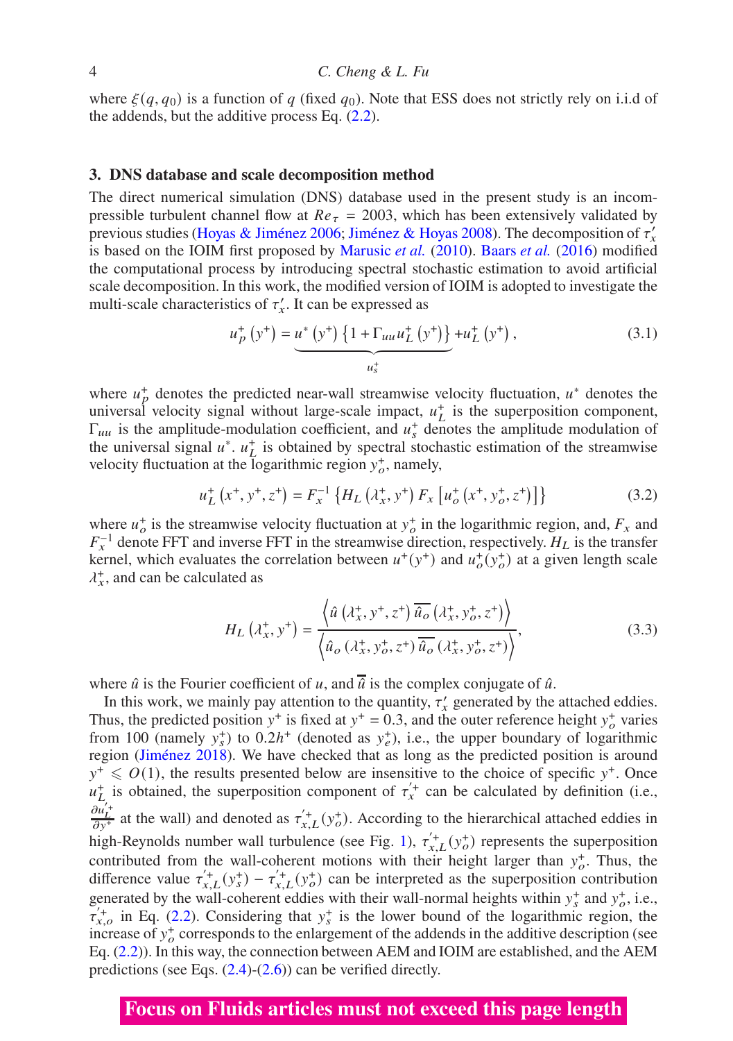where $\xi(q, q_0)$ is a function of $q$ (fixed $q_0$). Note that ESS does not strictly rely on i.i.d of the addends, but the additive process Eq. (2.2).

## 3. DNS database and scale decomposition method

The direct numerical simulation (DNS) database used in the present study is an incompressible turbulent channel flow at $Re_\tau = 2003$, which has been extensively validated by previous studies (Hoyas & Jiménez 2006; Jiménez & Hoyas 2008). The decomposition of $\tau_x'$ is based on the IOIM first proposed by Marusic *et al.* (2010). Baars *et al.* (2016) modified the computational process by introducing spectral stochastic estimation to avoid artificial scale decomposition. In this work, the modified version of IOIM is adopted to investigate the multi-scale characteristics of $\tau_x'$. It can be expressed as

$$u_p^+(y^+) = \underbrace{u^*(y^+)\left\{1 + \Gamma_{uu} u_L^+(y^+)\right\}}_{u_s^+} + u_L^+(y^+), \tag{3.1}$$

where $u_p^+$ denotes the predicted near-wall streamwise velocity fluctuation, $u^*$ denotes the universal velocity signal without large-scale impact, $u_L^+$ is the superposition component, $\Gamma_{uu}$ is the amplitude-modulation coefficient, and $u_s^+$ denotes the amplitude modulation of the universal signal $u^*$. $u_L^+$ is obtained by spectral stochastic estimation of the streamwise velocity fluctuation at the logarithmic region $y_o^+$, namely,

$$u_L^+(x^+, y^+, z^+) = F_x^{-1}\left\{H_L(\lambda_x^+, y^+)\, F_x\left[u_o^+(x^+, y_o^+, z^+)\right]\right\} \tag{3.2}$$

where $u_o^+$ is the streamwise velocity fluctuation at $y_o^+$ in the logarithmic region, and, $F_x$ and $F_x^{-1}$ denote FFT and inverse FFT in the streamwise direction, respectively. $H_L$ is the transfer kernel, which evaluates the correlation between $u^+(y^+)$ and $u_o^+(y_o^+)$ at a given length scale $\lambda_x^+$, and can be calculated as

$$H_L(\lambda_x^+, y^+) = \frac{\left\langle \hat{u}(\lambda_x^+, y^+, z^+)\, \overline{\hat{u}_o}(\lambda_x^+, y_o^+, z^+)\right\rangle}{\left\langle \hat{u}_o(\lambda_x^+, y_o^+, z^+)\, \overline{\hat{u}_o}(\lambda_x^+, y_o^+, z^+)\right\rangle}, \tag{3.3}$$

where $\hat{u}$ is the Fourier coefficient of $u$, and $\overline{\hat{u}}$ is the complex conjugate of $\hat{u}$.

In this work, we mainly pay attention to the quantity, $\tau_x'$ generated by the attached eddies. Thus, the predicted position $y^+$ is fixed at $y^+ = 0.3$, and the outer reference height $y_o^+$ varies from 100 (namely $y_s^+$) to $0.2h^+$ (denoted as $y_e^+$), i.e., the upper boundary of logarithmic region (Jiménez 2018). We have checked that as long as the predicted position is around $y^+ \leqslant O(1)$, the results presented below are insensitive to the choice of specific $y^+$. Once $u_L^+$ is obtained, the superposition component of $\tau_x'^+$ can be calculated by definition (i.e., $\frac{\partial u_L'^+}{\partial y^+}$ at the wall) and denoted as $\tau_{x,L}'^+(y_o^+)$. According to the hierarchical attached eddies in high-Reynolds number wall turbulence (see Fig. 1), $\tau_{x,L}'^+(y_o^+)$ represents the superposition contributed from the wall-coherent motions with their height larger than $y_o^+$. Thus, the difference value $\tau_{x,L}'^+(y_s^+) - \tau_{x,L}'^+(y_o^+)$ can be interpreted as the superposition contribution generated by the wall-coherent eddies with their wall-normal heights within $y_s^+$ and $y_o^+$, i.e., $\tau_{x,o}'^+$ in Eq. (2.2). Considering that $y_s^+$ is the lower bound of the logarithmic region, the increase of $y_o^+$ corresponds to the enlargement of the addends in the additive description (see Eq. (2.2)). In this way, the connection between AEM and IOIM are established, and the AEM predictions (see Eqs. (2.4)-(2.6)) can be verified directly.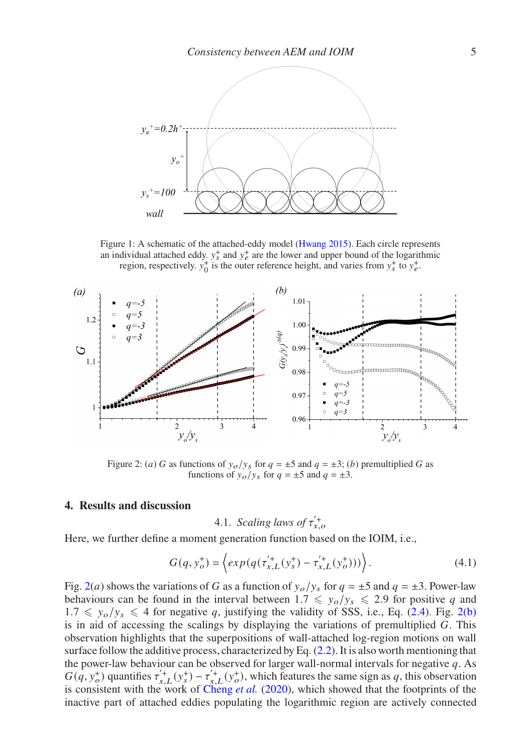Figure 1: A schematic of the attached-eddy model (Hwang 2015). Each circle represents an individual attached eddy. $y_s^+$ and $y_e^+$ are the lower and upper bound of the logarithmic region, respectively. $y_0^+$ is the outer reference height, and varies from $y_s^+$ to $y_e^+$.

Figure 2: (*a*) $G$ as functions of $y_o/y_s$ for $q = \pm 5$ and $q = \pm 3$; (*b*) premultiplied $G$ as functions of $y_o/y_s$ for $q = \pm 5$ and $q = \pm 3$.

## 4. Results and discussion

### 4.1. *Scaling laws of* $\tau_{x,o}^{'+}$

Here, we further define a moment generation function based on the IOIM, i.e.,

$$G(q, y_o^+) = \left\langle exp(q(\tau_{x,L}^{'+}(y_s^+) - \tau_{x,L}^{'+}(y_o^+))) \right\rangle. \tag{4.1}$$

Fig. 2(*a*) shows the variations of $G$ as a function of $y_o/y_s$ for $q = \pm 5$ and $q = \pm 3$. Power-law behaviours can be found in the interval between $1.7 \leqslant y_o/y_s \leqslant 2.9$ for positive $q$ and $1.7 \leqslant y_o/y_s \leqslant 4$ for negative $q$, justifying the validity of SSS, i.e., Eq. (2.4). Fig. 2(b) is in aid of accessing the scalings by displaying the variations of premultiplied $G$. This observation highlights that the superpositions of wall-attached log-region motions on wall surface follow the additive process, characterized by Eq. (2.2). It is also worth mentioning that the power-law behaviour can be observed for larger wall-normal intervals for negative $q$. As $G(q, y_o^+)$ quantifies $\tau_{x,L}^{'+}(y_s^+) - \tau_{x,L}^{'+}(y_o^+)$, which features the same sign as $q$, this observation is consistent with the work of Cheng *et al.* (2020), which showed that the footprints of the inactive part of attached eddies populating the logarithmic region are actively connected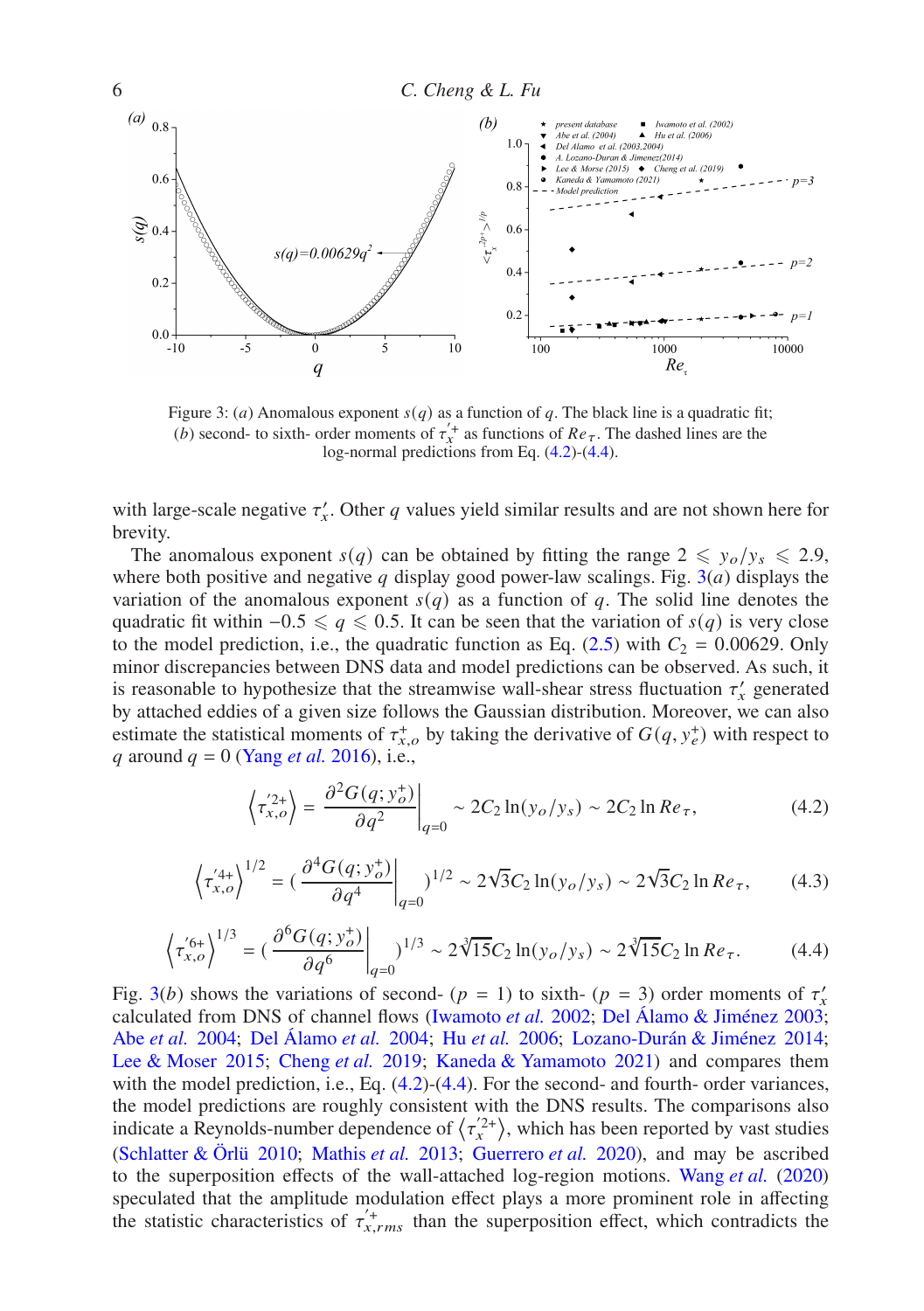Figure 3: (*a*) Anomalous exponent $s(q)$ as a function of $q$. The black line is a quadratic fit; (*b*) second- to sixth- order moments of $\tau_x^{\prime +}$ as functions of $Re_\tau$. The dashed lines are the log-normal predictions from Eq. (4.2)-(4.4).

with large-scale negative $\tau_x^\prime$. Other $q$ values yield similar results and are not shown here for brevity.

The anomalous exponent $s(q)$ can be obtained by fitting the range $2 \leqslant y_o/y_s \leqslant 2.9$, where both positive and negative $q$ display good power-law scalings. Fig. 3(*a*) displays the variation of the anomalous exponent $s(q)$ as a function of $q$. The solid line denotes the quadratic fit within $-0.5 \leqslant q \leqslant 0.5$. It can be seen that the variation of $s(q)$ is very close to the model prediction, i.e., the quadratic function as Eq. (2.5) with $C_2 = 0.00629$. Only minor discrepancies between DNS data and model predictions can be observed. As such, it is reasonable to hypothesize that the streamwise wall-shear stress fluctuation $\tau_x^\prime$ generated by attached eddies of a given size follows the Gaussian distribution. Moreover, we can also estimate the statistical moments of $\tau_{x,o}^+$ by taking the derivative of $G(q, y_e^+)$ with respect to $q$ around $q = 0$ (Yang *et al.* 2016), i.e.,

$$\left\langle \tau_{x,o}^{\prime 2+} \right\rangle = \left. \frac{\partial^2 G(q; y_o^+)}{\partial q^2} \right|_{q=0} \sim 2C_2 \ln(y_o/y_s) \sim 2C_2 \ln Re_\tau, \tag{4.2}$$

$$\left\langle \tau_{x,o}^{\prime 4+} \right\rangle^{1/2} = \left( \left. \frac{\partial^4 G(q; y_o^+)}{\partial q^4} \right|_{q=0} \right)^{1/2} \sim 2\sqrt{3}C_2 \ln(y_o/y_s) \sim 2\sqrt{3}C_2 \ln Re_\tau, \tag{4.3}$$

$$\left\langle \tau_{x,o}^{\prime 6+} \right\rangle^{1/3} = \left( \left. \frac{\partial^6 G(q; y_o^+)}{\partial q^6} \right|_{q=0} \right)^{1/3} \sim 2\sqrt[3]{15}C_2 \ln(y_o/y_s) \sim 2\sqrt[3]{15}C_2 \ln Re_\tau. \tag{4.4}$$

Fig. 3(*b*) shows the variations of second- ($p = 1$) to sixth- ($p = 3$) order moments of $\tau_x^\prime$ calculated from DNS of channel flows (Iwamoto *et al.* 2002; Del Álamo & Jiménez 2003; Abe *et al.* 2004; Del Álamo *et al.* 2004; Hu *et al.* 2006; Lozano-Durán & Jiménez 2014; Lee & Moser 2015; Cheng *et al.* 2019; Kaneda & Yamamoto 2021) and compares them with the model prediction, i.e., Eq. (4.2)-(4.4). For the second- and fourth- order variances, the model predictions are roughly consistent with the DNS results. The comparisons also indicate a Reynolds-number dependence of $\left\langle \tau_x^{\prime 2+} \right\rangle$, which has been reported by vast studies (Schlatter & Örlü 2010; Mathis *et al.* 2013; Guerrero *et al.* 2020), and may be ascribed to the superposition effects of the wall-attached log-region motions. Wang *et al.* (2020) speculated that the amplitude modulation effect plays a more prominent role in affecting the statistic characteristics of $\tau_{x,rms}^{\prime +}$ than the superposition effect, which contradicts the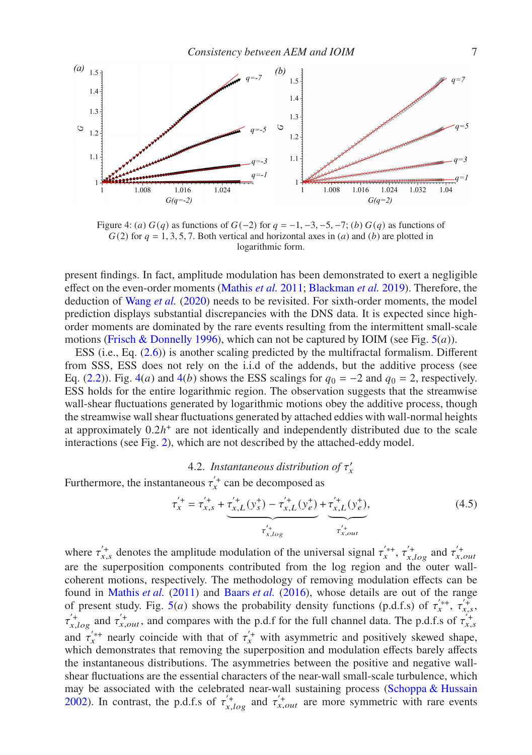Figure 4: (*a*) $G(q)$ as functions of $G(-2)$ for $q = -1, -3, -5, -7$; (*b*) $G(q)$ as functions of $G(2)$ for $q = 1, 3, 5, 7$. Both vertical and horizontal axes in (*a*) and (*b*) are plotted in logarithmic form.

present findings. In fact, amplitude modulation has been demonstrated to exert a negligible effect on the even-order moments (Mathis *et al.* 2011; Blackman *et al.* 2019). Therefore, the deduction of Wang *et al.* (2020) needs to be revisited. For sixth-order moments, the model prediction displays substantial discrepancies with the DNS data. It is expected since high-order moments are dominated by the rare events resulting from the intermittent small-scale motions (Frisch & Donnelly 1996), which can not be captured by IOIM (see Fig. 5(*a*)).

ESS (i.e., Eq. (2.6)) is another scaling predicted by the multifractal formalism. Different from SSS, ESS does not rely on the i.i.d of the addends, but the additive process (see Eq. (2.2)). Fig. 4(*a*) and 4(*b*) shows the ESS scalings for $q_0 = -2$ and $q_0 = 2$, respectively. ESS holds for the entire logarithmic region. The observation suggests that the streamwise wall-shear fluctuations generated by logarithmic motions obey the additive process, though the streamwise wall shear fluctuations generated by attached eddies with wall-normal heights at approximately $0.2h^+$ are not identically and independently distributed due to the scale interactions (see Fig. 2), which are not described by the attached-eddy model.

### 4.2. *Instantaneous distribution of $\tau'_x$*

Furthermore, the instantaneous $\tau_x^{'+}$ can be decomposed as

$$\tau_x^{'+} = \tau_{x,s}^{'+} + \underbrace{\tau_{x,L}^{'+}(y_s^+) - \tau_{x,L}^{'+}(y_e^+)}_{\tau_{x,log}^{'+}} + \underbrace{\tau_{x,L}^{'+}(y_e^+)}_{\tau_{x,out}^{'+}}, \tag{4.5}$$

where $\tau_{x,s}^{'+}$ denotes the amplitude modulation of the universal signal $\tau_x^{'*+}$, $\tau_{x,log}^{'+}$ and $\tau_{x,out}^{'+}$ are the superposition components contributed from the log region and the outer wall-coherent motions, respectively. The methodology of removing modulation effects can be found in Mathis *et al.* (2011) and Baars *et al.* (2016), whose details are out of the range of present study. Fig. 5(*a*) shows the probability density functions (p.d.f.s) of $\tau_x^{'*+}$, $\tau_{x,s}^{'+}$, $\tau_{x,log}^{'+}$ and $\tau_{x,out}^{'+}$, and compares with the p.d.f for the full channel data. The p.d.f.s of $\tau_{x,s}^{'+}$ and $\tau_x^{'*+}$ nearly coincide with that of $\tau_x^{'+}$ with asymmetric and positively skewed shape, which demonstrates that removing the superposition and modulation effects barely affects the instantaneous distributions. The asymmetries between the positive and negative wall-shear fluctuations are the essential characters of the near-wall small-scale turbulence, which may be associated with the celebrated near-wall sustaining process (Schoppa & Hussain 2002). In contrast, the p.d.f.s of $\tau_{x,log}^{'+}$ and $\tau_{x,out}^{'+}$ are more symmetric with rare events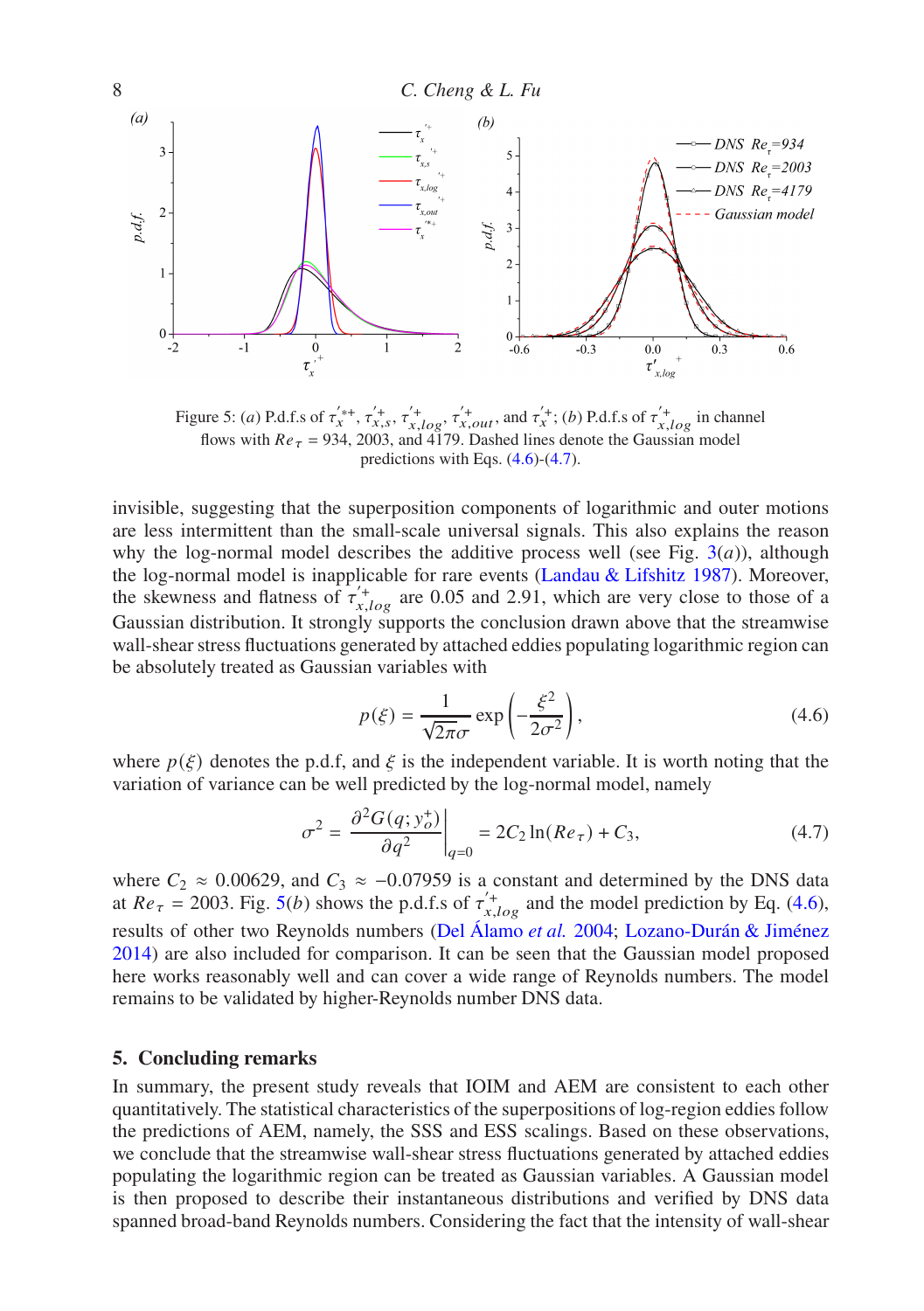Figure 5: $(a)$ P.d.f.s of $\tau_x^{'*+}$, $\tau_{x,s}^{'+}$, $\tau_{x,log}^{'+}$, $\tau_{x,out}^{'+}$, and $\tau_x^{'+}$; $(b)$ P.d.f.s of $\tau_{x,log}^{'+}$ in channel flows with $Re_\tau$ = 934, 2003, and 4179. Dashed lines denote the Gaussian model predictions with Eqs. (4.6)-(4.7).

invisible, suggesting that the superposition components of logarithmic and outer motions are less intermittent than the small-scale universal signals. This also explains the reason why the log-normal model describes the additive process well (see Fig. 3($a$)), although the log-normal model is inapplicable for rare events (Landau & Lifshitz 1987). Moreover, the skewness and flatness of $\tau_{x,log}^{'+}$ are 0.05 and 2.91, which are very close to those of a Gaussian distribution. It strongly supports the conclusion drawn above that the streamwise wall-shear stress fluctuations generated by attached eddies populating logarithmic region can be absolutely treated as Gaussian variables with

$$p(\xi) = \frac{1}{\sqrt{2\pi}\sigma} \exp\left(-\frac{\xi^2}{2\sigma^2}\right), \tag{4.6}$$

where $p(\xi)$ denotes the p.d.f, and $\xi$ is the independent variable. It is worth noting that the variation of variance can be well predicted by the log-normal model, namely

$$\sigma^2 = \left.\frac{\partial^2 G(q; y_o^+)}{\partial q^2}\right|_{q=0} = 2C_2 \ln(Re_\tau) + C_3, \tag{4.7}$$

where $C_2 \approx 0.00629$, and $C_3 \approx -0.07959$ is a constant and determined by the DNS data at $Re_\tau$ = 2003. Fig. 5($b$) shows the p.d.f.s of $\tau_{x,log}^{'+}$ and the model prediction by Eq. (4.6), results of other two Reynolds numbers (Del Álamo *et al.* 2004; Lozano-Durán & Jiménez 2014) are also included for comparison. It can be seen that the Gaussian model proposed here works reasonably well and can cover a wide range of Reynolds numbers. The model remains to be validated by higher-Reynolds number DNS data.

## 5. Concluding remarks

In summary, the present study reveals that IOIM and AEM are consistent to each other quantitatively. The statistical characteristics of the superpositions of log-region eddies follow the predictions of AEM, namely, the SSS and ESS scalings. Based on these observations, we conclude that the streamwise wall-shear stress fluctuations generated by attached eddies populating the logarithmic region can be treated as Gaussian variables. A Gaussian model is then proposed to describe their instantaneous distributions and verified by DNS data spanned broad-band Reynolds numbers. Considering the fact that the intensity of wall-shear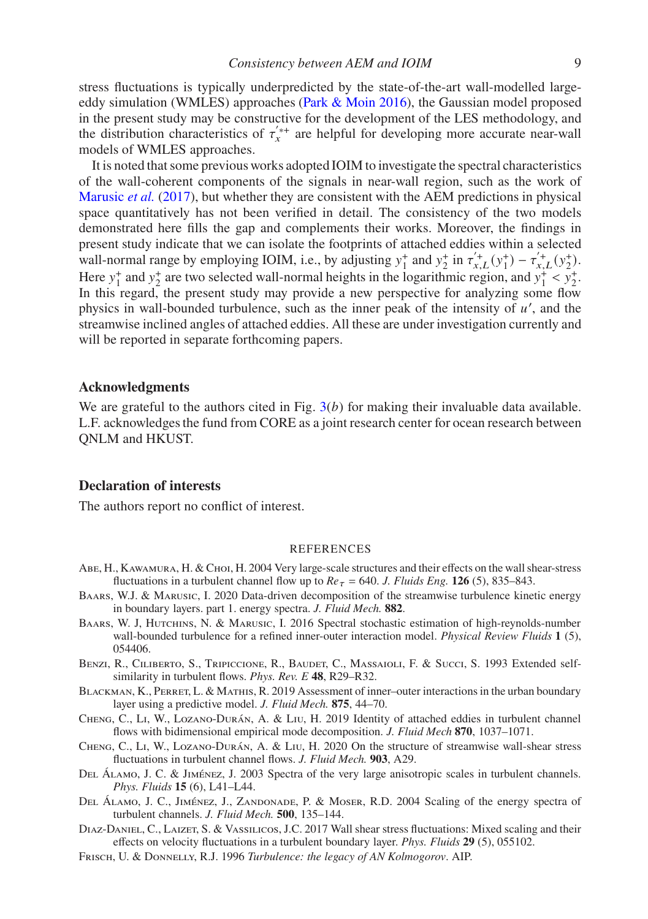stress fluctuations is typically underpredicted by the state-of-the-art wall-modelled large-eddy simulation (WMLES) approaches (Park & Moin 2016), the Gaussian model proposed in the present study may be constructive for the development of the LES methodology, and the distribution characteristics of $\tau_x^{'*+}$ are helpful for developing more accurate near-wall models of WMLES approaches.

It is noted that some previous works adopted IOIM to investigate the spectral characteristics of the wall-coherent components of the signals in near-wall region, such as the work of Marusic *et al.* (2017), but whether they are consistent with the AEM predictions in physical space quantitatively has not been verified in detail. The consistency of the two models demonstrated here fills the gap and complements their works. Moreover, the findings in present study indicate that we can isolate the footprints of attached eddies within a selected wall-normal range by employing IOIM, i.e., by adjusting $y_1^+$ and $y_2^+$ in $\tau_{x,L}^{'+}(y_1^+) - \tau_{x,L}^{'+}(y_2^+)$. Here $y_1^+$ and $y_2^+$ are two selected wall-normal heights in the logarithmic region, and $y_1^+ < y_2^+$. In this regard, the present study may provide a new perspective for analyzing some flow physics in wall-bounded turbulence, such as the inner peak of the intensity of $u'$, and the streamwise inclined angles of attached eddies. All these are under investigation currently and will be reported in separate forthcoming papers.

## Acknowledgments

We are grateful to the authors cited in Fig. 3(*b*) for making their invaluable data available. L.F. acknowledges the fund from CORE as a joint research center for ocean research between QNLM and HKUST.

## Declaration of interests

The authors report no conflict of interest.

## REFERENCES

Abe, H., Kawamura, H. & Choi, H. 2004 Very large-scale structures and their effects on the wall shear-stress fluctuations in a turbulent channel flow up to $Re_\tau = 640$. *J. Fluids Eng.* **126** (5), 835–843.

Baars, W.J. & Marusic, I. 2020 Data-driven decomposition of the streamwise turbulence kinetic energy in boundary layers. part 1. energy spectra. *J. Fluid Mech.* **882**.

Baars, W. J, Hutchins, N. & Marusic, I. 2016 Spectral stochastic estimation of high-reynolds-number wall-bounded turbulence for a refined inner-outer interaction model. *Physical Review Fluids* **1** (5), 054406.

Benzi, R., Ciliberto, S., Tripiccione, R., Baudet, C., Massaioli, F. & Succi, S. 1993 Extended self-similarity in turbulent flows. *Phys. Rev. E* **48**, R29–R32.

Blackman, K., Perret, L. & Mathis, R. 2019 Assessment of inner–outer interactions in the urban boundary layer using a predictive model. *J. Fluid Mech.* **875**, 44–70.

Cheng, C., Li, W., Lozano-Durán, A. & Liu, H. 2019 Identity of attached eddies in turbulent channel flows with bidimensional empirical mode decomposition. *J. Fluid Mech* **870**, 1037–1071.

Cheng, C., Li, W., Lozano-Durán, A. & Liu, H. 2020 On the structure of streamwise wall-shear stress fluctuations in turbulent channel flows. *J. Fluid Mech.* **903**, A29.

Del Álamo, J. C. & Jiménez, J. 2003 Spectra of the very large anisotropic scales in turbulent channels. *Phys. Fluids* **15** (6), L41–L44.

Del Álamo, J. C., Jiménez, J., Zandonade, P. & Moser, R.D. 2004 Scaling of the energy spectra of turbulent channels. *J. Fluid Mech.* **500**, 135–144.

Diaz-Daniel, C., Laizet, S. & Vassilicos, J.C. 2017 Wall shear stress fluctuations: Mixed scaling and their effects on velocity fluctuations in a turbulent boundary layer. *Phys. Fluids* **29** (5), 055102.

Frisch, U. & Donnelly, R.J. 1996 *Turbulence: the legacy of AN Kolmogorov*. AIP.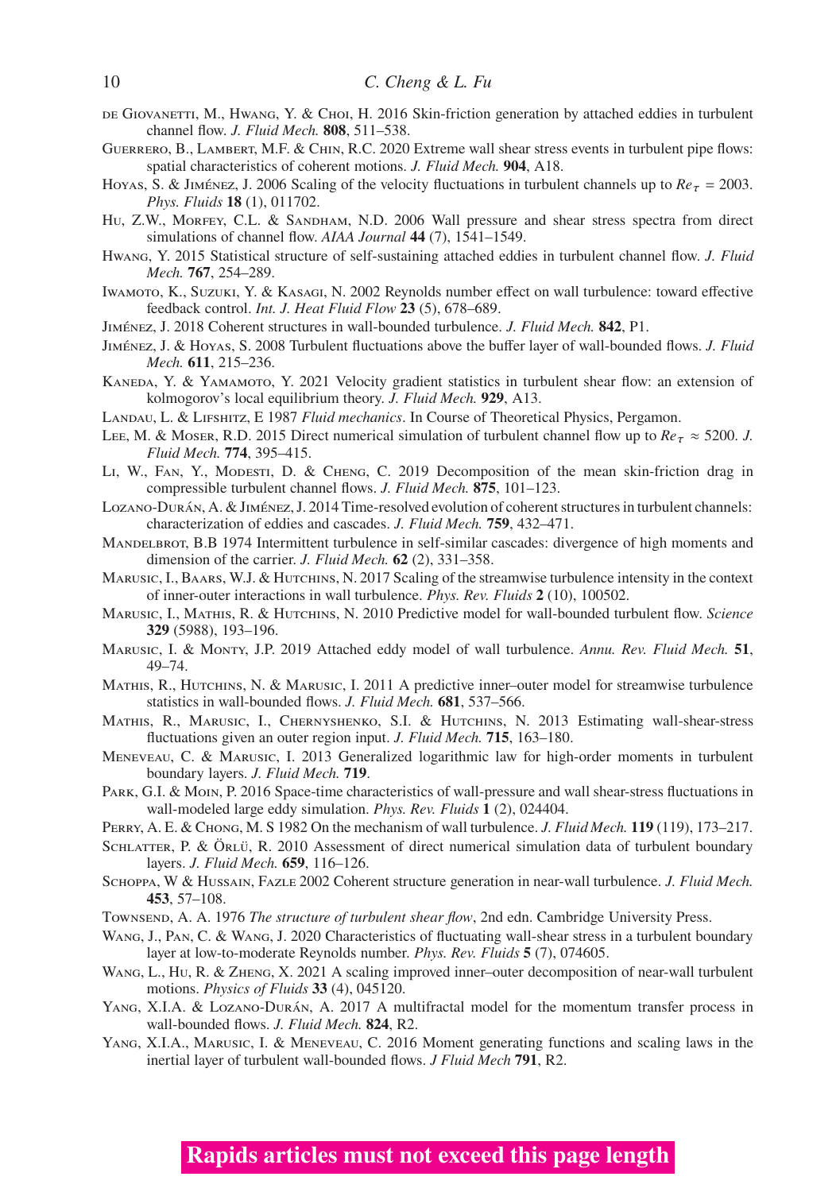de Giovanetti, M., Hwang, Y. & Choi, H. 2016 Skin-friction generation by attached eddies in turbulent channel flow. *J. Fluid Mech.* **808**, 511–538.

Guerrero, B., Lambert, M.F. & Chin, R.C. 2020 Extreme wall shear stress events in turbulent pipe flows: spatial characteristics of coherent motions. *J. Fluid Mech.* **904**, A18.

Hoyas, S. & Jiménez, J. 2006 Scaling of the velocity fluctuations in turbulent channels up to $Re_\tau = 2003$. *Phys. Fluids* **18** (1), 011702.

Hu, Z.W., Morfey, C.L. & Sandham, N.D. 2006 Wall pressure and shear stress spectra from direct simulations of channel flow. *AIAA Journal* **44** (7), 1541–1549.

Hwang, Y. 2015 Statistical structure of self-sustaining attached eddies in turbulent channel flow. *J. Fluid Mech.* **767**, 254–289.

Iwamoto, K., Suzuki, Y. & Kasagi, N. 2002 Reynolds number effect on wall turbulence: toward effective feedback control. *Int. J. Heat Fluid Flow* **23** (5), 678–689.

Jiménez, J. 2018 Coherent structures in wall-bounded turbulence. *J. Fluid Mech.* **842**, P1.

Jiménez, J. & Hoyas, S. 2008 Turbulent fluctuations above the buffer layer of wall-bounded flows. *J. Fluid Mech.* **611**, 215–236.

Kaneda, Y. & Yamamoto, Y. 2021 Velocity gradient statistics in turbulent shear flow: an extension of kolmogorov's local equilibrium theory. *J. Fluid Mech.* **929**, A13.

Landau, L. & Lifshitz, E 1987 *Fluid mechanics*. In Course of Theoretical Physics, Pergamon.

Lee, M. & Moser, R.D. 2015 Direct numerical simulation of turbulent channel flow up to $Re_\tau \approx 5200$. *J. Fluid Mech.* **774**, 395–415.

Li, W., Fan, Y., Modesti, D. & Cheng, C. 2019 Decomposition of the mean skin-friction drag in compressible turbulent channel flows. *J. Fluid Mech.* **875**, 101–123.

Lozano-Durán, A. & Jiménez, J. 2014 Time-resolved evolution of coherent structures in turbulent channels: characterization of eddies and cascades. *J. Fluid Mech.* **759**, 432–471.

Mandelbrot, B.B 1974 Intermittent turbulence in self-similar cascades: divergence of high moments and dimension of the carrier. *J. Fluid Mech.* **62** (2), 331–358.

Marusic, I., Baars, W.J. & Hutchins, N. 2017 Scaling of the streamwise turbulence intensity in the context of inner-outer interactions in wall turbulence. *Phys. Rev. Fluids* **2** (10), 100502.

Marusic, I., Mathis, R. & Hutchins, N. 2010 Predictive model for wall-bounded turbulent flow. *Science* **329** (5988), 193–196.

Marusic, I. & Monty, J.P. 2019 Attached eddy model of wall turbulence. *Annu. Rev. Fluid Mech.* **51**, 49–74.

Mathis, R., Hutchins, N. & Marusic, I. 2011 A predictive inner–outer model for streamwise turbulence statistics in wall-bounded flows. *J. Fluid Mech.* **681**, 537–566.

Mathis, R., Marusic, I., Chernyshenko, S.I. & Hutchins, N. 2013 Estimating wall-shear-stress fluctuations given an outer region input. *J. Fluid Mech.* **715**, 163–180.

Meneveau, C. & Marusic, I. 2013 Generalized logarithmic law for high-order moments in turbulent boundary layers. *J. Fluid Mech.* **719**.

Park, G.I. & Moin, P. 2016 Space-time characteristics of wall-pressure and wall shear-stress fluctuations in wall-modeled large eddy simulation. *Phys. Rev. Fluids* **1** (2), 024404.

Perry, A. E. & Chong, M. S 1982 On the mechanism of wall turbulence. *J. Fluid Mech.* **119** (119), 173–217.

Schlatter, P. & Örlü, R. 2010 Assessment of direct numerical simulation data of turbulent boundary layers. *J. Fluid Mech.* **659**, 116–126.

Schoppa, W & Hussain, Fazle 2002 Coherent structure generation in near-wall turbulence. *J. Fluid Mech.* **453**, 57–108.

Townsend, A. A. 1976 *The structure of turbulent shear flow*, 2nd edn. Cambridge University Press.

Wang, J., Pan, C. & Wang, J. 2020 Characteristics of fluctuating wall-shear stress in a turbulent boundary layer at low-to-moderate Reynolds number. *Phys. Rev. Fluids* **5** (7), 074605.

Wang, L., Hu, R. & Zheng, X. 2021 A scaling improved inner–outer decomposition of near-wall turbulent motions. *Physics of Fluids* **33** (4), 045120.

Yang, X.I.A. & Lozano-Durán, A. 2017 A multifractal model for the momentum transfer process in wall-bounded flows. *J. Fluid Mech.* **824**, R2.

Yang, X.I.A., Marusic, I. & Meneveau, C. 2016 Moment generating functions and scaling laws in the inertial layer of turbulent wall-bounded flows. *J Fluid Mech* **791**, R2.

**Rapids articles must not exceed this page length**